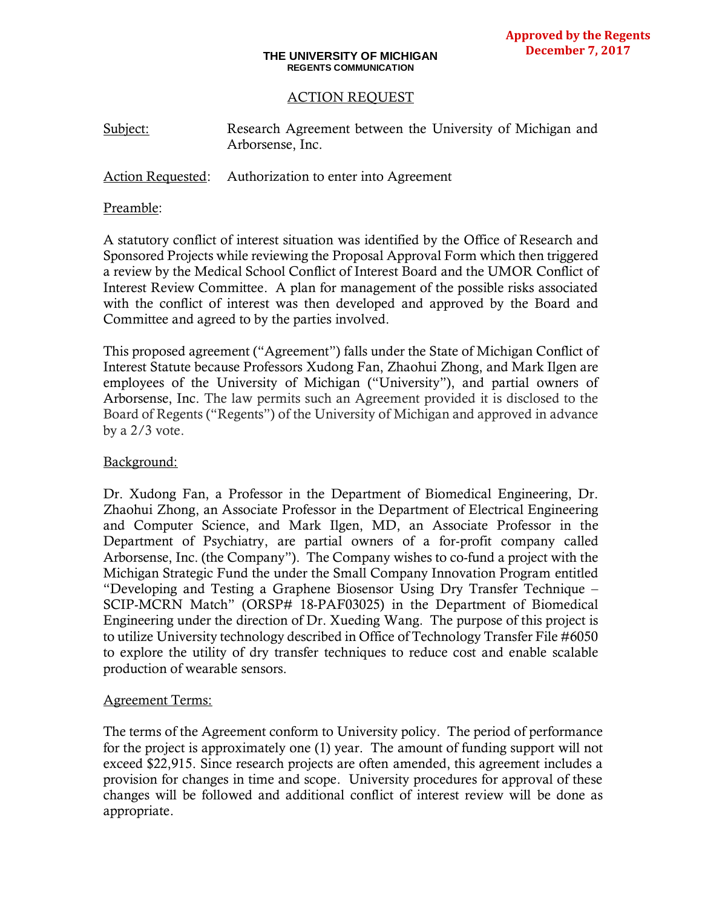**Approved by the Regents**
**December 7, 2017**

**THE UNIVERSITY OF MICHIGAN**
**REGENTS COMMUNICATION**

## ACTION REQUEST

Subject: Research Agreement between the University of Michigan and Arborsense, Inc.

Action Requested: Authorization to enter into Agreement

Preamble:

A statutory conflict of interest situation was identified by the Office of Research and Sponsored Projects while reviewing the Proposal Approval Form which then triggered a review by the Medical School Conflict of Interest Board and the UMOR Conflict of Interest Review Committee. A plan for management of the possible risks associated with the conflict of interest was then developed and approved by the Board and Committee and agreed to by the parties involved.

This proposed agreement ("Agreement") falls under the State of Michigan Conflict of Interest Statute because Professors Xudong Fan, Zhaohui Zhong, and Mark Ilgen are employees of the University of Michigan ("University"), and partial owners of Arborsense, Inc. The law permits such an Agreement provided it is disclosed to the Board of Regents ("Regents") of the University of Michigan and approved in advance by a 2/3 vote.

Background:

Dr. Xudong Fan, a Professor in the Department of Biomedical Engineering, Dr. Zhaohui Zhong, an Associate Professor in the Department of Electrical Engineering and Computer Science, and Mark Ilgen, MD, an Associate Professor in the Department of Psychiatry, are partial owners of a for-profit company called Arborsense, Inc. (the Company"). The Company wishes to co-fund a project with the Michigan Strategic Fund the under the Small Company Innovation Program entitled "Developing and Testing a Graphene Biosensor Using Dry Transfer Technique – SCIP-MCRN Match" (ORSP# 18-PAF03025) in the Department of Biomedical Engineering under the direction of Dr. Xueding Wang. The purpose of this project is to utilize University technology described in Office of Technology Transfer File #6050 to explore the utility of dry transfer techniques to reduce cost and enable scalable production of wearable sensors.

Agreement Terms:

The terms of the Agreement conform to University policy. The period of performance for the project is approximately one (1) year. The amount of funding support will not exceed $22,915. Since research projects are often amended, this agreement includes a provision for changes in time and scope. University procedures for approval of these changes will be followed and additional conflict of interest review will be done as appropriate.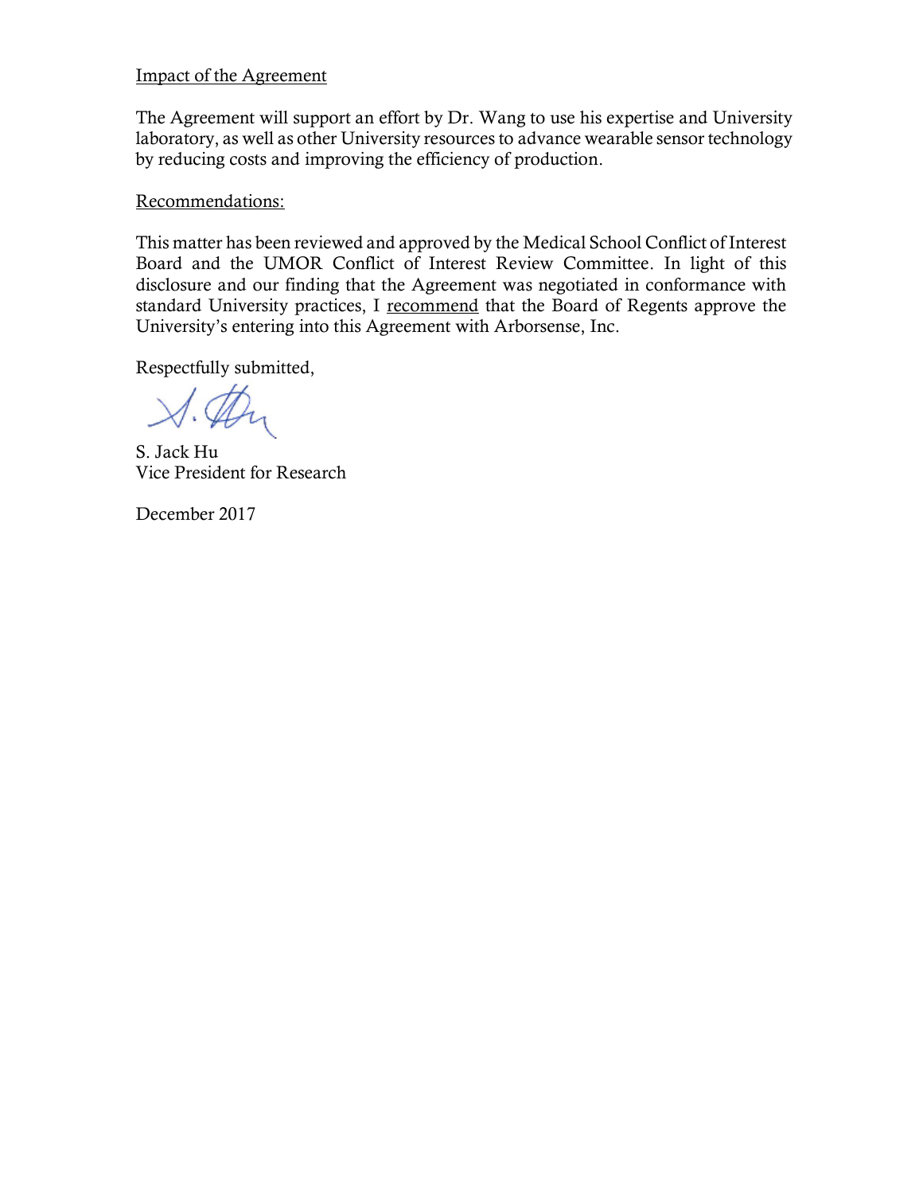Impact of the Agreement

The Agreement will support an effort by Dr. Wang to use his expertise and University laboratory, as well as other University resources to advance wearable sensor technology by reducing costs and improving the efficiency of production.

Recommendations:

This matter has been reviewed and approved by the Medical School Conflict of Interest Board and the UMOR Conflict of Interest Review Committee. In light of this disclosure and our finding that the Agreement was negotiated in conformance with standard University practices, I recommend that the Board of Regents approve the University's entering into this Agreement with Arborsense, Inc.

Respectfully submitted,

S. Jack Hu
Vice President for Research

December 2017